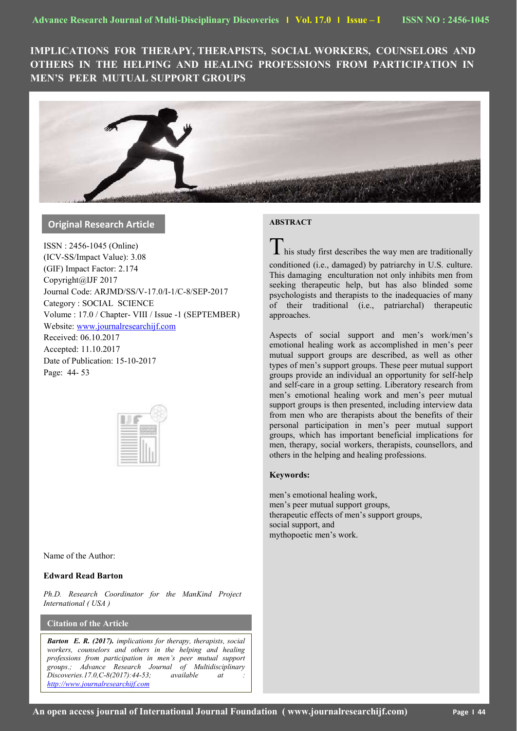# IMPLICATIONS FOR THERAPY, THERAPISTS, SOCIAL WORKERS, COUNSELORS AND OTHERS IN THE HELPING AND HEALING PROFESSIONS FROM PARTICIPATION IN MEN'S PEER MUTUAL SUPPORT GROUPS

**Original Research Article**

ISSN : 2456-1045 (Online)
(ICV-SS/Impact Value): 3.08
(GIF) Impact Factor: 2.174
Copyright@IJF 2017
Journal Code: ARJMD/SS/V-17.0/I-1/C-8/SEP-2017
Category : SOCIAL SCIENCE
Volume : 17.0 / Chapter- VIII / Issue -1 (SEPTEMBER)
Website: www.journalresearchijf.com
Received: 06.10.2017
Accepted: 11.10.2017
Date of Publication: 15-10-2017
Page: 44- 53

Name of the Author:

**Edward Read Barton**

*Ph.D. Research Coordinator for the ManKind Project International ( USA )*

**Citation of the Article**

***Barton E. R. (2017).*** *implications for therapy, therapists, social workers, counselors and others in the helping and healing professions from participation in men's peer mutual support groups.; Advance Research Journal of Multidisciplinary Discoveries.17.0,C-8(2017):44-53; available at : http://www.journalresearchijf.com*

## ABSTRACT

This study first describes the way men are traditionally conditioned (i.e., damaged) by patriarchy in U.S. culture. This damaging enculturation not only inhibits men from seeking therapeutic help, but has also blinded some psychologists and therapists to the inadequacies of many of their traditional (i.e., patriarchal) therapeutic approaches.

Aspects of social support and men's work/men's emotional healing work as accomplished in men's peer mutual support groups are described, as well as other types of men's support groups. These peer mutual support groups provide an individual an opportunity for self-help and self-care in a group setting. Liberatory research from men's emotional healing work and men's peer mutual support groups is then presented, including interview data from men who are therapists about the benefits of their personal participation in men's peer mutual support groups, which has important beneficial implications for men, therapy, social workers, therapists, counsellors, and others in the helping and healing professions.

**Keywords:**

men's emotional healing work,
men's peer mutual support groups,
therapeutic effects of men's support groups,
social support, and
mythopoetic men's work.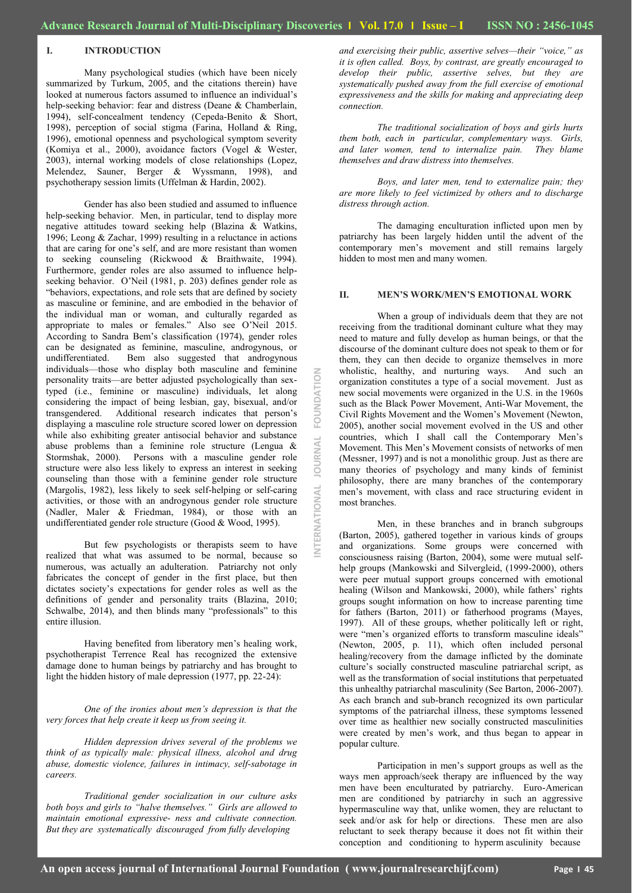## I. INTRODUCTION

Many psychological studies (which have been nicely summarized by Turkum, 2005, and the citations therein) have looked at numerous factors assumed to influence an individual's help-seeking behavior: fear and distress (Deane & Chamberlain, 1994), self-concealment tendency (Cepeda-Benito & Short, 1998), perception of social stigma (Farina, Holland & Ring, 1996), emotional openness and psychological symptom severity (Komiya et al., 2000), avoidance factors (Vogel & Wester, 2003), internal working models of close relationships (Lopez, Melendez, Sauner, Berger & Wyssmann, 1998), and psychotherapy session limits (Uffelman & Hardin, 2002).

Gender has also been studied and assumed to influence help-seeking behavior. Men, in particular, tend to display more negative attitudes toward seeking help (Blazina & Watkins, 1996; Leong & Zachar, 1999) resulting in a reluctance in actions that are caring for one's self, and are more resistant than women to seeking counseling (Rickwood & Braithwaite, 1994). Furthermore, gender roles are also assumed to influence help-seeking behavior. O'Neil (1981, p. 203) defines gender role as "behaviors, expectations, and role sets that are defined by society as masculine or feminine, and are embodied in the behavior of the individual man or woman, and culturally regarded as appropriate to males or females." Also see O'Neil 2015. According to Sandra Bem's classification (1974), gender roles can be designated as feminine, masculine, androgynous, or undifferentiated. Bem also suggested that androgynous individuals—those who display both masculine and feminine personality traits—are better adjusted psychologically than sex-typed (i.e., feminine or masculine) individuals, let along considering the impact of being lesbian, gay, bisexual, and/or transgendered. Additional research indicates that person's displaying a masculine role structure scored lower on depression while also exhibiting greater antisocial behavior and substance abuse problems than a feminine role structure (Lengua & Stormshak, 2000). Persons with a masculine gender role structure were also less likely to express an interest in seeking counseling than those with a feminine gender role structure (Margolis, 1982), less likely to seek self-helping or self-caring activities, or those with an androgynous gender role structure (Nadler, Maler & Friedman, 1984), or those with an undifferentiated gender role structure (Good & Wood, 1995).

But few psychologists or therapists seem to have realized that what was assumed to be normal, because so numerous, was actually an adulteration. Patriarchy not only fabricates the concept of gender in the first place, but then dictates society's expectations for gender roles as well as the definitions of gender and personality traits (Blazina, 2010; Schwalbe, 2014), and then blinds many "professionals" to this entire illusion.

Having benefited from liberatory men's healing work, psychotherapist Terrence Real has recognized the extensive damage done to human beings by patriarchy and has brought to light the hidden history of male depression (1977, pp. 22-24):

*One of the ironies about men's depression is that the very forces that help create it keep us from seeing it.*

*Hidden depression drives several of the problems we think of as typically male: physical illness, alcohol and drug abuse, domestic violence, failures in intimacy, self-sabotage in careers.*

*Traditional gender socialization in our culture asks both boys and girls to "halve themselves." Girls are allowed to maintain emotional expressive- ness and cultivate connection. But they are systematically discouraged from fully developing and exercising their public, assertive selves—their "voice," as it is often called. Boys, by contrast, are greatly encouraged to develop their public, assertive selves, but they are systematically pushed away from the full exercise of emotional expressiveness and the skills for making and appreciating deep connection.*

*The traditional socialization of boys and girls hurts them both, each in particular, complementary ways. Girls, and later women, tend to internalize pain. They blame themselves and draw distress into themselves.*

*Boys, and later men, tend to externalize pain; they are more likely to feel victimized by others and to discharge distress through action.*

The damaging enculturation inflicted upon men by patriarchy has been largely hidden until the advent of the contemporary men's movement and still remains largely hidden to most men and many women.

## II. MEN'S WORK/MEN'S EMOTIONAL WORK

When a group of individuals deem that they are not receiving from the traditional dominant culture what they may need to mature and fully develop as human beings, or that the discourse of the dominant culture does not speak to them or for them, they can then decide to organize themselves in more wholistic, healthy, and nurturing ways. And such an organization constitutes a type of a social movement. Just as new social movements were organized in the U.S. in the 1960s such as the Black Power Movement, Anti-War Movement, the Civil Rights Movement and the Women's Movement (Newton, 2005), another social movement evolved in the US and other countries, which I shall call the Contemporary Men's Movement. This Men's Movement consists of networks of men (Messner, 1997) and is not a monolithic group. Just as there are many theories of psychology and many kinds of feminist philosophy, there are many branches of the contemporary men's movement, with class and race structuring evident in most branches.

Men, in these branches and in branch subgroups (Barton, 2005), gathered together in various kinds of groups and organizations. Some groups were concerned with consciousness raising (Barton, 2004), some were mutual self-help groups (Mankowski and Silvergleid, (1999-2000), others were peer mutual support groups concerned with emotional healing (Wilson and Mankowski, 2000), while fathers' rights groups sought information on how to increase parenting time for fathers (Barton, 2011) or fatherhood programs (Mayes, 1997). All of these groups, whether politically left or right, were "men's organized efforts to transform masculine ideals" (Newton, 2005, p. 11), which often included personal healing/recovery from the damage inflicted by the dominate culture's socially constructed masculine patriarchal script, as well as the transformation of social institutions that perpetuated this unhealthy patriarchal masculinity (See Barton, 2006-2007). As each branch and sub-branch recognized its own particular symptoms of the patriarchal illness, these symptoms lessened over time as healthier new socially constructed masculinities were created by men's work, and thus began to appear in popular culture.

Participation in men's support groups as well as the ways men approach/seek therapy are influenced by the way men have been enculturated by patriarchy. Euro-American men are conditioned by patriarchy in such an aggressive hypermasculine way that, unlike women, they are reluctant to seek and/or ask for help or directions. These men are also reluctant to seek therapy because it does not fit within their conception and conditioning to hyperm asculinity because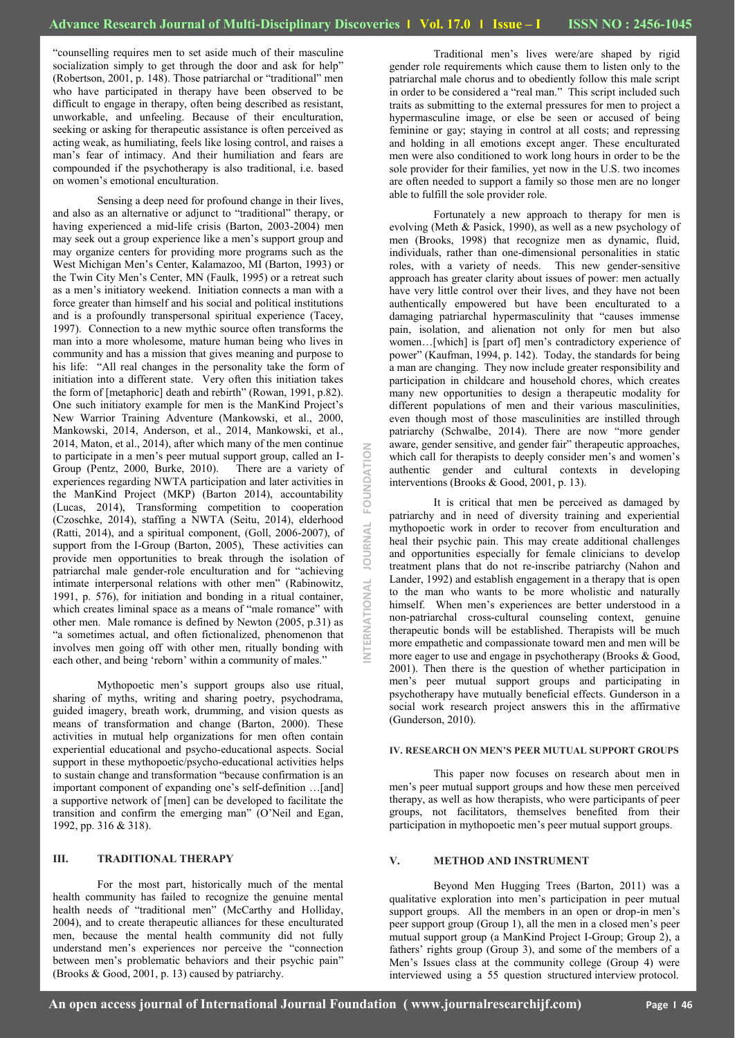"counselling requires men to set aside much of their masculine socialization simply to get through the door and ask for help" (Robertson, 2001, p. 148). Those patriarchal or "traditional" men who have participated in therapy have been observed to be difficult to engage in therapy, often being described as resistant, unworkable, and unfeeling. Because of their enculturation, seeking or asking for therapeutic assistance is often perceived as acting weak, as humiliating, feels like losing control, and raises a man's fear of intimacy. And their humiliation and fears are compounded if the psychotherapy is also traditional, i.e. based on women's emotional enculturation.

Sensing a deep need for profound change in their lives, and also as an alternative or adjunct to "traditional" therapy, or having experienced a mid-life crisis (Barton, 2003-2004) men may seek out a group experience like a men's support group and may organize centers for providing more programs such as the West Michigan Men's Center, Kalamazoo, MI (Barton, 1993) or the Twin City Men's Center, MN (Faulk, 1995) or a retreat such as a men's initiatory weekend. Initiation connects a man with a force greater than himself and his social and political institutions and is a profoundly transpersonal spiritual experience (Tacey, 1997). Connection to a new mythic source often transforms the man into a more wholesome, mature human being who lives in community and has a mission that gives meaning and purpose to his life: "All real changes in the personality take the form of initiation into a different state. Very often this initiation takes the form of [metaphoric] death and rebirth" (Rowan, 1991, p.82). One such initiatory example for men is the ManKind Project's New Warrior Training Adventure (Mankowski, et al., 2000, Mankowski, 2014, Anderson, et al., 2014, Mankowski, et al., 2014, Maton, et al., 2014), after which many of the men continue to participate in a men's peer mutual support group, called an I-Group (Pentz, 2000, Burke, 2010). There are a variety of experiences regarding NWTA participation and later activities in the ManKind Project (MKP) (Barton 2014), accountability (Lucas, 2014), Transforming competition to cooperation (Czoschke, 2014), staffing a NWTA (Seitu, 2014), elderhood (Ratti, 2014), and a spiritual component, (Goll, 2006-2007), of support from the I-Group (Barton, 2005), These activities can provide men opportunities to break through the isolation of patriarchal male gender-role enculturation and for "achieving intimate interpersonal relations with other men" (Rabinowitz, 1991, p. 576), for initiation and bonding in a ritual container, which creates liminal space as a means of "male romance" with other men. Male romance is defined by Newton (2005, p.31) as "a sometimes actual, and often fictionalized, phenomenon that involves men going off with other men, ritually bonding with each other, and being 'reborn' within a community of males."

Mythopoetic men's support groups also use ritual, sharing of myths, writing and sharing poetry, psychodrama, guided imagery, breath work, drumming, and vision quests as means of transformation and change (Barton, 2000). These activities in mutual help organizations for men often contain experiential educational and psycho-educational aspects. Social support in these mythopoetic/psycho-educational activities helps to sustain change and transformation "because confirmation is an important component of expanding one's self-definition …[and] a supportive network of [men] can be developed to facilitate the transition and confirm the emerging man" (O'Neil and Egan, 1992, pp. 316 & 318).

## III. TRADITIONAL THERAPY

For the most part, historically much of the mental health community has failed to recognize the genuine mental health needs of "traditional men" (McCarthy and Holliday, 2004), and to create therapeutic alliances for these enculturated men, because the mental health community did not fully understand men's experiences nor perceive the "connection between men's problematic behaviors and their psychic pain" (Brooks & Good, 2001, p. 13) caused by patriarchy.

Traditional men's lives were/are shaped by rigid gender role requirements which cause them to listen only to the patriarchal male chorus and to obediently follow this male script in order to be considered a "real man." This script included such traits as submitting to the external pressures for men to project a hypermasculine image, or else be seen or accused of being feminine or gay; staying in control at all costs; and repressing and holding in all emotions except anger. These enculturated men were also conditioned to work long hours in order to be the sole provider for their families, yet now in the U.S. two incomes are often needed to support a family so those men are no longer able to fulfill the sole provider role.

Fortunately a new approach to therapy for men is evolving (Meth & Pasick, 1990), as well as a new psychology of men (Brooks, 1998) that recognize men as dynamic, fluid, individuals, rather than one-dimensional personalities in static roles, with a variety of needs. This new gender-sensitive approach has greater clarity about issues of power: men actually have very little control over their lives, and they have not been authentically empowered but have been enculturated to a damaging patriarchal hypermasculinity that "causes immense pain, isolation, and alienation not only for men but also women…[which] is [part of] men's contradictory experience of power" (Kaufman, 1994, p. 142). Today, the standards for being a man are changing. They now include greater responsibility and participation in childcare and household chores, which creates many new opportunities to design a therapeutic modality for different populations of men and their various masculinities, even though most of those masculinities are instilled through patriarchy (Schwalbe, 2014). There are now "more gender aware, gender sensitive, and gender fair" therapeutic approaches, which call for therapists to deeply consider men's and women's authentic gender and cultural contexts in developing interventions (Brooks & Good, 2001, p. 13).

It is critical that men be perceived as damaged by patriarchy and in need of diversity training and experiential mythopoetic work in order to recover from enculturation and heal their psychic pain. This may create additional challenges and opportunities especially for female clinicians to develop treatment plans that do not re-inscribe patriarchy (Nahon and Lander, 1992) and establish engagement in a therapy that is open to the man who wants to be more wholistic and naturally himself. When men's experiences are better understood in a non-patriarchal cross-cultural counseling context, genuine therapeutic bonds will be established. Therapists will be much more empathetic and compassionate toward men and men will be more eager to use and engage in psychotherapy (Brooks & Good, 2001). Then there is the question of whether participation in men's peer mutual support groups and participating in psychotherapy have mutually beneficial effects. Gunderson in a social work research project answers this in the affirmative (Gunderson, 2010).

## IV. RESEARCH ON MEN'S PEER MUTUAL SUPPORT GROUPS

This paper now focuses on research about men in men's peer mutual support groups and how these men perceived therapy, as well as how therapists, who were participants of peer groups, not facilitators, themselves benefited from their participation in mythopoetic men's peer mutual support groups.

## V. METHOD AND INSTRUMENT

Beyond Men Hugging Trees (Barton, 2011) was a qualitative exploration into men's participation in peer mutual support groups. All the members in an open or drop-in men's peer support group (Group 1), all the men in a closed men's peer mutual support group (a ManKind Project I-Group; Group 2), a fathers' rights group (Group 3), and some of the members of a Men's Issues class at the community college (Group 4) were interviewed using a 55 question structured interview protocol.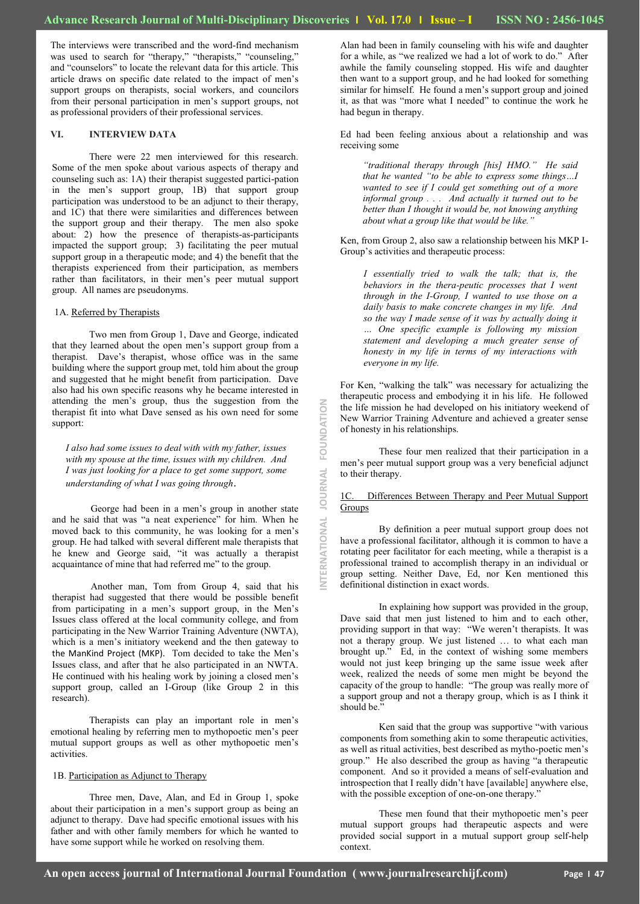The interviews were transcribed and the word-find mechanism was used to search for "therapy," "therapists," "counseling," and "counselors" to locate the relevant data for this article. This article draws on specific date related to the impact of men's support groups on therapists, social workers, and councilors from their personal participation in men's support groups, not as professional providers of their professional services.

## VI. INTERVIEW DATA

There were 22 men interviewed for this research. Some of the men spoke about various aspects of therapy and counseling such as: 1A) their therapist suggested partici-pation in the men's support group, 1B) that support group participation was understood to be an adjunct to their therapy, and 1C) that there were similarities and differences between the support group and their therapy. The men also spoke about: 2) how the presence of therapists-as-participants impacted the support group; 3) facilitating the peer mutual support group in a therapeutic mode; and 4) the benefit that the therapists experienced from their participation, as members rather than facilitators, in their men's peer mutual support group. All names are pseudonyms.

### 1A. Referred by Therapists

Two men from Group 1, Dave and George, indicated that they learned about the open men's support group from a therapist. Dave's therapist, whose office was in the same building where the support group met, told him about the group and suggested that he might benefit from participation. Dave also had his own specific reasons why he became interested in attending the men's group, thus the suggestion from the therapist fit into what Dave sensed as his own need for some support:

> *I also had some issues to deal with with my father, issues with my spouse at the time, issues with my children. And I was just looking for a place to get some support, some understanding of what I was going through.*

George had been in a men's group in another state and he said that was "a neat experience" for him. When he moved back to this community, he was looking for a men's group. He had talked with several different male therapists that he knew and George said, "it was actually a therapist acquaintance of mine that had referred me" to the group.

Another man, Tom from Group 4, said that his therapist had suggested that there would be possible benefit from participating in a men's support group, in the Men's Issues class offered at the local community college, and from participating in the New Warrior Training Adventure (NWTA), which is a men's initiatory weekend and the then gateway to the ManKind Project (MKP). Tom decided to take the Men's Issues class, and after that he also participated in an NWTA. He continued with his healing work by joining a closed men's support group, called an I-Group (like Group 2 in this research).

Therapists can play an important role in men's emotional healing by referring men to mythopoetic men's peer mutual support groups as well as other mythopoetic men's activities.

### 1B. Participation as Adjunct to Therapy

Three men, Dave, Alan, and Ed in Group 1, spoke about their participation in a men's support group as being an adjunct to therapy. Dave had specific emotional issues with his father and with other family members for which he wanted to have some support while he worked on resolving them.

Alan had been in family counseling with his wife and daughter for a while, as "we realized we had a lot of work to do." After awhile the family counseling stopped. His wife and daughter then want to a support group, and he had looked for something similar for himself. He found a men's support group and joined it, as that was "more what I needed" to continue the work he had begun in therapy.

Ed had been feeling anxious about a relationship and was receiving some

> *"traditional therapy through [his] HMO." He said that he wanted "to be able to express some things…I wanted to see if I could get something out of a more informal group . . . And actually it turned out to be better than I thought it would be, not knowing anything about what a group like that would be like."*

Ken, from Group 2, also saw a relationship between his MKP I-Group's activities and therapeutic process:

> *I essentially tried to walk the talk; that is, the behaviors in the thera-peutic processes that I went through in the I-Group, I wanted to use those on a daily basis to make concrete changes in my life. And so the way I made sense of it was by actually doing it … One specific example is following my mission statement and developing a much greater sense of honesty in my life in terms of my interactions with everyone in my life.*

For Ken, "walking the talk" was necessary for actualizing the therapeutic process and embodying it in his life. He followed the life mission he had developed on his initiatory weekend of New Warrior Training Adventure and achieved a greater sense of honesty in his relationships.

These four men realized that their participation in a men's peer mutual support group was a very beneficial adjunct to their therapy.

### 1C. Differences Between Therapy and Peer Mutual Support Groups

By definition a peer mutual support group does not have a professional facilitator, although it is common to have a rotating peer facilitator for each meeting, while a therapist is a professional trained to accomplish therapy in an individual or group setting. Neither Dave, Ed, nor Ken mentioned this definitional distinction in exact words.

In explaining how support was provided in the group, Dave said that men just listened to him and to each other, providing support in that way: "We weren't therapists. It was not a therapy group. We just listened … to what each man brought up." Ed, in the context of wishing some members would not just keep bringing up the same issue week after week, realized the needs of some men might be beyond the capacity of the group to handle: "The group was really more of a support group and not a therapy group, which is as I think it should be."

Ken said that the group was supportive "with various components from something akin to some therapeutic activities, as well as ritual activities, best described as mytho-poetic men's group." He also described the group as having "a therapeutic component. And so it provided a means of self-evaluation and introspection that I really didn't have [available] anywhere else, with the possible exception of one-on-one therapy."

These men found that their mythopoetic men's peer mutual support groups had therapeutic aspects and were provided social support in a mutual support group self-help context.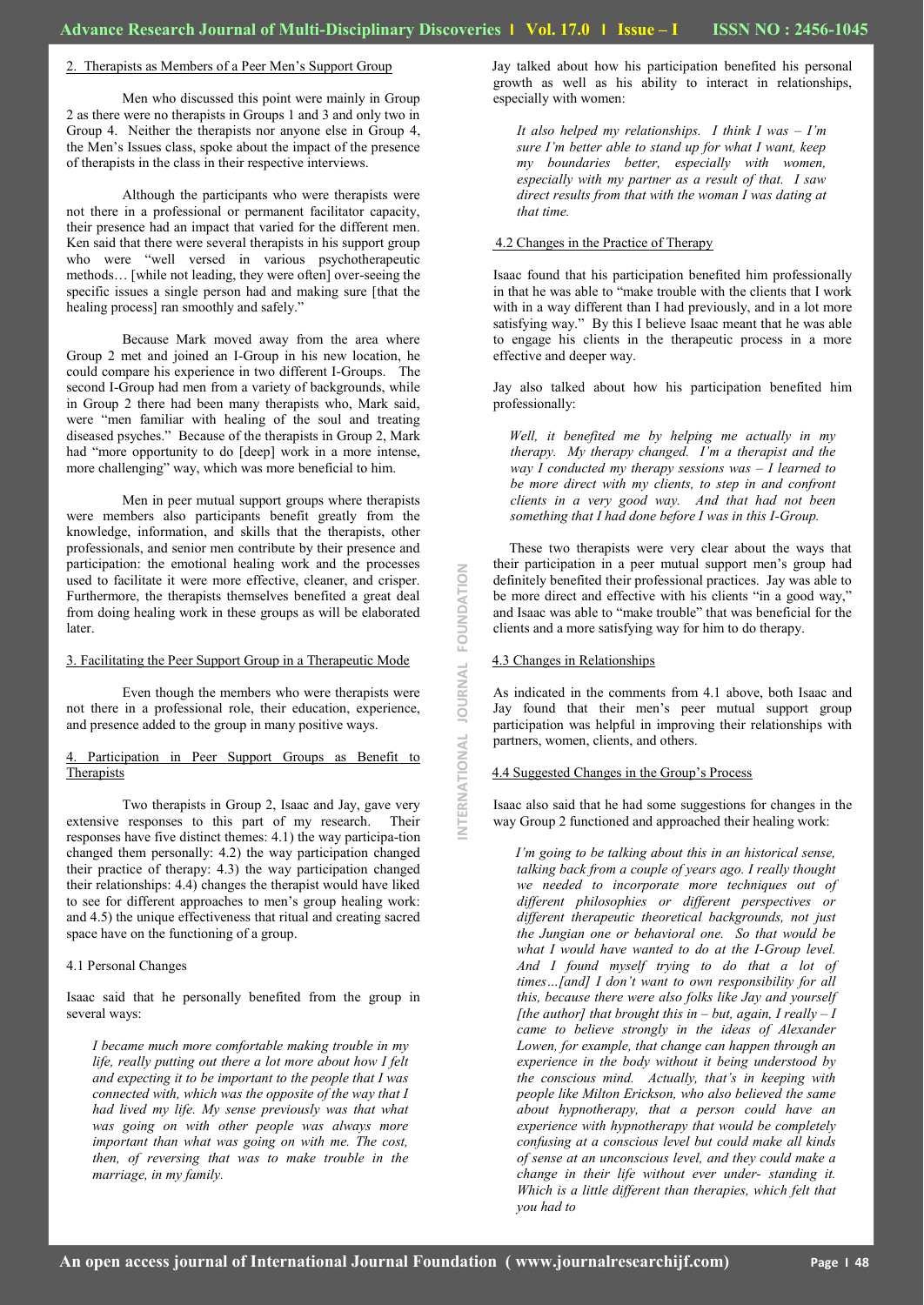## 2. Therapists as Members of a Peer Men's Support Group

Men who discussed this point were mainly in Group 2 as there were no therapists in Groups 1 and 3 and only two in Group 4. Neither the therapists nor anyone else in Group 4, the Men's Issues class, spoke about the impact of the presence of therapists in the class in their respective interviews.

Although the participants who were therapists were not there in a professional or permanent facilitator capacity, their presence had an impact that varied for the different men. Ken said that there were several therapists in his support group who were "well versed in various psychotherapeutic methods… [while not leading, they were often] over-seeing the specific issues a single person had and making sure [that the healing process] ran smoothly and safely."

Because Mark moved away from the area where Group 2 met and joined an I-Group in his new location, he could compare his experience in two different I-Groups. The second I-Group had men from a variety of backgrounds, while in Group 2 there had been many therapists who, Mark said, were "men familiar with healing of the soul and treating diseased psyches." Because of the therapists in Group 2, Mark had "more opportunity to do [deep] work in a more intense, more challenging" way, which was more beneficial to him.

Men in peer mutual support groups where therapists were members also participants benefit greatly from the knowledge, information, and skills that the therapists, other professionals, and senior men contribute by their presence and participation: the emotional healing work and the processes used to facilitate it were more effective, cleaner, and crisper. Furthermore, the therapists themselves benefited a great deal from doing healing work in these groups as will be elaborated later.

## 3. Facilitating the Peer Support Group in a Therapeutic Mode

Even though the members who were therapists were not there in a professional role, their education, experience, and presence added to the group in many positive ways.

## 4. Participation in Peer Support Groups as Benefit to Therapists

Two therapists in Group 2, Isaac and Jay, gave very extensive responses to this part of my research. Their responses have five distinct themes: 4.1) the way participa-tion changed them personally: 4.2) the way participation changed their practice of therapy: 4.3) the way participation changed their relationships: 4.4) changes the therapist would have liked to see for different approaches to men's group healing work: and 4.5) the unique effectiveness that ritual and creating sacred space have on the functioning of a group.

### 4.1 Personal Changes

Isaac said that he personally benefited from the group in several ways:

> *I became much more comfortable making trouble in my life, really putting out there a lot more about how I felt and expecting it to be important to the people that I was connected with, which was the opposite of the way that I had lived my life. My sense previously was that what was going on with other people was always more important than what was going on with me. The cost, then, of reversing that was to make trouble in the marriage, in my family.*

Jay talked about how his participation benefited his personal growth as well as his ability to interact in relationships, especially with women:

> *It also helped my relationships. I think I was – I'm sure I'm better able to stand up for what I want, keep my boundaries better, especially with women, especially with my partner as a result of that. I saw direct results from that with the woman I was dating at that time.*

### 4.2 Changes in the Practice of Therapy

Isaac found that his participation benefited him professionally in that he was able to "make trouble with the clients that I work with in a way different than I had previously, and in a lot more satisfying way." By this I believe Isaac meant that he was able to engage his clients in the therapeutic process in a more effective and deeper way.

Jay also talked about how his participation benefited him professionally:

> *Well, it benefited me by helping me actually in my therapy. My therapy changed. I'm a therapist and the way I conducted my therapy sessions was – I learned to be more direct with my clients, to step in and confront clients in a very good way. And that had not been something that I had done before I was in this I-Group.*

These two therapists were very clear about the ways that their participation in a peer mutual support men's group had definitely benefited their professional practices. Jay was able to be more direct and effective with his clients "in a good way," and Isaac was able to "make trouble" that was beneficial for the clients and a more satisfying way for him to do therapy.

### 4.3 Changes in Relationships

As indicated in the comments from 4.1 above, both Isaac and Jay found that their men's peer mutual support group participation was helpful in improving their relationships with partners, women, clients, and others.

### 4.4 Suggested Changes in the Group's Process

Isaac also said that he had some suggestions for changes in the way Group 2 functioned and approached their healing work:

> *I'm going to be talking about this in an historical sense, talking back from a couple of years ago. I really thought we needed to incorporate more techniques out of different philosophies or different perspectives or different therapeutic theoretical backgrounds, not just the Jungian one or behavioral one. So that would be what I would have wanted to do at the I-Group level. And I found myself trying to do that a lot of times…[and] I don't want to own responsibility for all this, because there were also folks like Jay and yourself [the author] that brought this in – but, again, I really – I came to believe strongly in the ideas of Alexander Lowen, for example, that change can happen through an experience in the body without it being understood by the conscious mind. Actually, that's in keeping with people like Milton Erickson, who also believed the same about hypnotherapy, that a person could have an experience with hypnotherapy that would be completely confusing at a conscious level but could make all kinds of sense at an unconscious level, and they could make a change in their life without ever under- standing it. Which is a little different than therapies, which felt that you had to*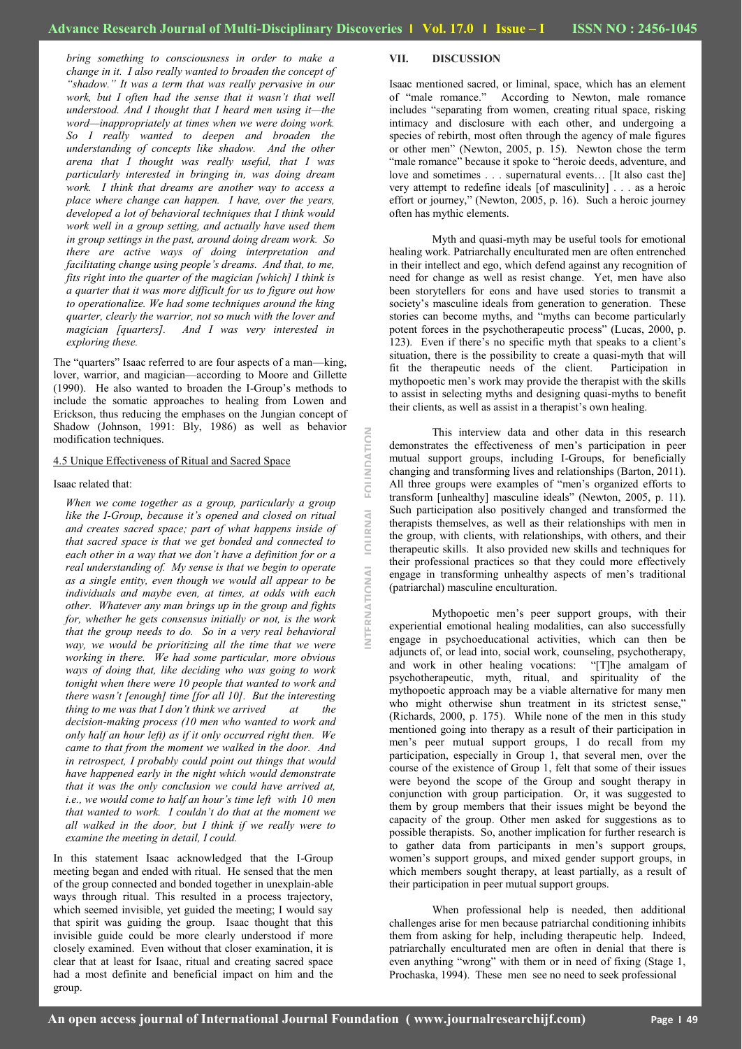*bring something to consciousness in order to make a change in it. I also really wanted to broaden the concept of "shadow." It was a term that was really pervasive in our work, but I often had the sense that it wasn't that well understood. And I thought that I heard men using it—the word—inappropriately at times when we were doing work. So I really wanted to deepen and broaden the understanding of concepts like shadow. And the other arena that I thought was really useful, that I was particularly interested in bringing in, was doing dream work. I think that dreams are another way to access a place where change can happen. I have, over the years, developed a lot of behavioral techniques that I think would work well in a group setting, and actually have used them in group settings in the past, around doing dream work. So there are active ways of doing interpretation and facilitating change using people's dreams. And that, to me, fits right into the quarter of the magician [which] I think is a quarter that it was more difficult for us to figure out how to operationalize. We had some techniques around the king quarter, clearly the warrior, not so much with the lover and magician [quarters]. And I was very interested in exploring these.*

The "quarters" Isaac referred to are four aspects of a man—king, lover, warrior, and magician—according to Moore and Gillette (1990). He also wanted to broaden the I-Group's methods to include the somatic approaches to healing from Lowen and Erickson, thus reducing the emphases on the Jungian concept of Shadow (Johnson, 1991: Bly, 1986) as well as behavior modification techniques.

### 4.5 Unique Effectiveness of Ritual and Sacred Space

Isaac related that:

*When we come together as a group, particularly a group like the I-Group, because it's opened and closed on ritual and creates sacred space; part of what happens inside of that sacred space is that we get bonded and connected to each other in a way that we don't have a definition for or a real understanding of. My sense is that we begin to operate as a single entity, even though we would all appear to be individuals and maybe even, at times, at odds with each other. Whatever any man brings up in the group and fights for, whether he gets consensus initially or not, is the work that the group needs to do. So in a very real behavioral way, we would be prioritizing all the time that we were working in there. We had some particular, more obvious ways of doing that, like deciding who was going to work tonight when there were 10 people that wanted to work and there wasn't [enough] time [for all 10]. But the interesting thing to me was that I don't think we arrived at the decision-making process (10 men who wanted to work and only half an hour left) as if it only occurred right then. We came to that from the moment we walked in the door. And in retrospect, I probably could point out things that would have happened early in the night which would demonstrate that it was the only conclusion we could have arrived at, i.e., we would come to half an hour's time left with 10 men that wanted to work. I couldn't do that at the moment we all walked in the door, but I think if we really were to examine the meeting in detail, I could.*

In this statement Isaac acknowledged that the I-Group meeting began and ended with ritual. He sensed that the men of the group connected and bonded together in unexplain-able ways through ritual. This resulted in a process trajectory, which seemed invisible, yet guided the meeting; I would say that spirit was guiding the group. Isaac thought that this invisible guide could be more clearly understood if more closely examined. Even without that closer examination, it is clear that at least for Isaac, ritual and creating sacred space had a most definite and beneficial impact on him and the group.

## VII. DISCUSSION

Isaac mentioned sacred, or liminal, space, which has an element of "male romance." According to Newton, male romance includes "separating from women, creating ritual space, risking intimacy and disclosure with each other, and undergoing a species of rebirth, most often through the agency of male figures or other men" (Newton, 2005, p. 15). Newton chose the term "male romance" because it spoke to "heroic deeds, adventure, and love and sometimes . . . supernatural events… [It also cast the] very attempt to redefine ideals [of masculinity] . . . as a heroic effort or journey," (Newton, 2005, p. 16). Such a heroic journey often has mythic elements.

Myth and quasi-myth may be useful tools for emotional healing work. Patriarchally enculturated men are often entrenched in their intellect and ego, which defend against any recognition of need for change as well as resist change. Yet, men have also been storytellers for eons and have used stories to transmit a society's masculine ideals from generation to generation. These stories can become myths, and "myths can become particularly potent forces in the psychotherapeutic process" (Lucas, 2000, p. 123). Even if there's no specific myth that speaks to a client's situation, there is the possibility to create a quasi-myth that will fit the therapeutic needs of the client. Participation in mythopoetic men's work may provide the therapist with the skills to assist in selecting myths and designing quasi-myths to benefit their clients, as well as assist in a therapist's own healing.

This interview data and other data in this research demonstrates the effectiveness of men's participation in peer mutual support groups, including I-Groups, for beneficially changing and transforming lives and relationships (Barton, 2011). All three groups were examples of "men's organized efforts to transform [unhealthy] masculine ideals" (Newton, 2005, p. 11). Such participation also positively changed and transformed the therapists themselves, as well as their relationships with men in the group, with clients, with relationships, with others, and their therapeutic skills. It also provided new skills and techniques for their professional practices so that they could more effectively engage in transforming unhealthy aspects of men's traditional (patriarchal) masculine enculturation.

Mythopoetic men's peer support groups, with their experiential emotional healing modalities, can also successfully engage in psychoeducational activities, which can then be adjuncts of, or lead into, social work, counseling, psychotherapy, and work in other healing vocations: "[T]he amalgam of psychotherapeutic, myth, ritual, and spirituality of the mythopoetic approach may be a viable alternative for many men who might otherwise shun treatment in its strictest sense," (Richards, 2000, p. 175). While none of the men in this study mentioned going into therapy as a result of their participation in men's peer mutual support groups, I do recall from my participation, especially in Group 1, that several men, over the course of the existence of Group 1, felt that some of their issues were beyond the scope of the Group and sought therapy in conjunction with group participation. Or, it was suggested to them by group members that their issues might be beyond the capacity of the group. Other men asked for suggestions as to possible therapists. So, another implication for further research is to gather data from participants in men's support groups, women's support groups, and mixed gender support groups, in which members sought therapy, at least partially, as a result of their participation in peer mutual support groups.

When professional help is needed, then additional challenges arise for men because patriarchal conditioning inhibits them from asking for help, including therapeutic help. Indeed, patriarchally enculturated men are often in denial that there is even anything "wrong" with them or in need of fixing (Stage 1, Prochaska, 1994). These men see no need to seek professional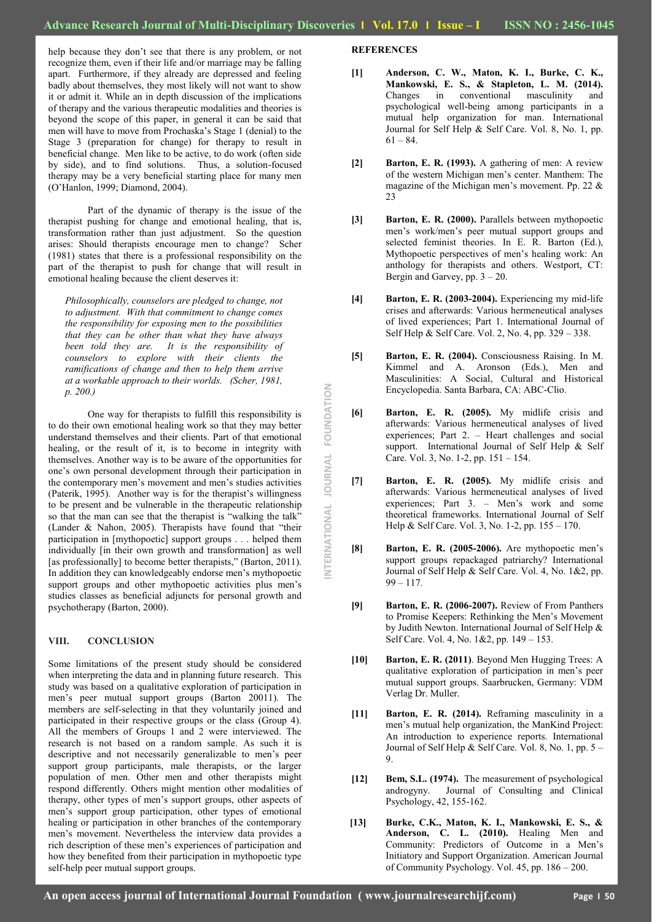help because they don't see that there is any problem, or not recognize them, even if their life and/or marriage may be falling apart. Furthermore, if they already are depressed and feeling badly about themselves, they most likely will not want to show it or admit it. While an in depth discussion of the implications of therapy and the various therapeutic modalities and theories is beyond the scope of this paper, in general it can be said that men will have to move from Prochaska's Stage 1 (denial) to the Stage 3 (preparation for change) for therapy to result in beneficial change. Men like to be active, to do work (often side by side), and to find solutions. Thus, a solution-focused therapy may be a very beneficial starting place for many men (O'Hanlon, 1999; Diamond, 2004).

Part of the dynamic of therapy is the issue of the therapist pushing for change and emotional healing, that is, transformation rather than just adjustment. So the question arises: Should therapists encourage men to change? Scher (1981) states that there is a professional responsibility on the part of the therapist to push for change that will result in emotional healing because the client deserves it:

> *Philosophically, counselors are pledged to change, not to adjustment. With that commitment to change comes the responsibility for exposing men to the possibilities that they can be other than what they have always been told they are. It is the responsibility of counselors to explore with their clients the ramifications of change and then to help them arrive at a workable approach to their worlds. (Scher, 1981, p. 200.)*

One way for therapists to fulfill this responsibility is to do their own emotional healing work so that they may better understand themselves and their clients. Part of that emotional healing, or the result of it, is to become in integrity with themselves. Another way is to be aware of the opportunities for one's own personal development through their participation in the contemporary men's movement and men's studies activities (Paterik, 1995). Another way is for the therapist's willingness to be present and be vulnerable in the therapeutic relationship so that the man can see that the therapist is "walking the talk" (Lander & Nahon, 2005). Therapists have found that "their participation in [mythopoetic] support groups . . . helped them individually [in their own growth and transformation] as well [as professionally] to become better therapists," (Barton, 2011). In addition they can knowledgeably endorse men's mythopoetic support groups and other mythopoetic activities plus men's studies classes as beneficial adjuncts for personal growth and psychotherapy (Barton, 2000).

## VIII. CONCLUSION

Some limitations of the present study should be considered when interpreting the data and in planning future research. This study was based on a qualitative exploration of participation in men's peer mutual support groups (Barton 20011). The members are self-selecting in that they voluntarily joined and participated in their respective groups or the class (Group 4). All the members of Groups 1 and 2 were interviewed. The research is not based on a random sample. As such it is descriptive and not necessarily generalizable to men's peer support group participants, male therapists, or the larger population of men. Other men and other therapists might respond differently. Others might mention other modalities of therapy, other types of men's support groups, other aspects of men's support group participation, other types of emotional healing or participation in other branches of the contemporary men's movement. Nevertheless the interview data provides a rich description of these men's experiences of participation and how they benefited from their participation in mythopoetic type self-help peer mutual support groups.

## REFERENCES

[1] **Anderson, C. W., Maton, K. I., Burke, C. K., Mankowski, E. S., & Stapleton, L. M. (2014).** Changes in conventional masculinity and psychological well-being among participants in a mutual help organization for man. International Journal for Self Help & Self Care. Vol. 8, No. 1, pp. 61 – 84.

[2] **Barton, E. R. (1993).** A gathering of men: A review of the western Michigan men's center. Manthem: The magazine of the Michigan men's movement. Pp. 22 & 23

[3] **Barton, E. R. (2000).** Parallels between mythopoetic men's work/men's peer mutual support groups and selected feminist theories. In E. R. Barton (Ed.), Mythopoetic perspectives of men's healing work: An anthology for therapists and others. Westport, CT: Bergin and Garvey, pp. 3 – 20.

[4] **Barton, E. R. (2003-2004).** Experiencing my mid-life crises and afterwards: Various hermeneutical analyses of lived experiences; Part 1. International Journal of Self Help & Self Care. Vol. 2, No. 4, pp. 329 – 338.

[5] **Barton, E. R. (2004).** Consciousness Raising. In M. Kimmel and A. Aronson (Eds.), Men and Masculinities: A Social, Cultural and Historical Encyclopedia. Santa Barbara, CA: ABC-Clio.

[6] **Barton, E. R. (2005).** My midlife crisis and afterwards: Various hermeneutical analyses of lived experiences; Part 2. – Heart challenges and social support. International Journal of Self Help & Self Care. Vol. 3, No. 1-2, pp. 151 – 154.

[7] **Barton, E. R. (2005).** My midlife crisis and afterwards: Various hermeneutical analyses of lived experiences; Part 3. – Men's work and some theoretical frameworks. International Journal of Self Help & Self Care. Vol. 3, No. 1-2, pp. 155 – 170.

[8] **Barton, E. R. (2005-2006).** Are mythopoetic men's support groups repackaged patriarchy? International Journal of Self Help & Self Care. Vol. 4, No. 1&2, pp. 99 – 117.

[9] **Barton, E. R. (2006-2007).** Review of From Panthers to Promise Keepers: Rethinking the Men's Movement by Judith Newton. International Journal of Self Help & Self Care. Vol. 4, No. 1&2, pp. 149 – 153.

[10] **Barton, E. R. (2011)**. Beyond Men Hugging Trees: A qualitative exploration of participation in men's peer mutual support groups. Saarbrucken, Germany: VDM Verlag Dr. Muller.

[11] **Barton, E. R. (2014).** Reframing masculinity in a men's mutual help organization, the ManKind Project: An introduction to experience reports. International Journal of Self Help & Self Care. Vol. 8, No. 1, pp. 5 – 9.

[12] **Bem, S.L. (1974).** The measurement of psychological androgyny. Journal of Consulting and Clinical Psychology, 42, 155-162.

[13] **Burke, C.K., Maton, K. I., Mankowski, E. S., & Anderson, C. L. (2010).** Healing Men and Community: Predictors of Outcome in a Men's Initiatory and Support Organization. American Journal of Community Psychology. Vol. 45, pp. 186 – 200.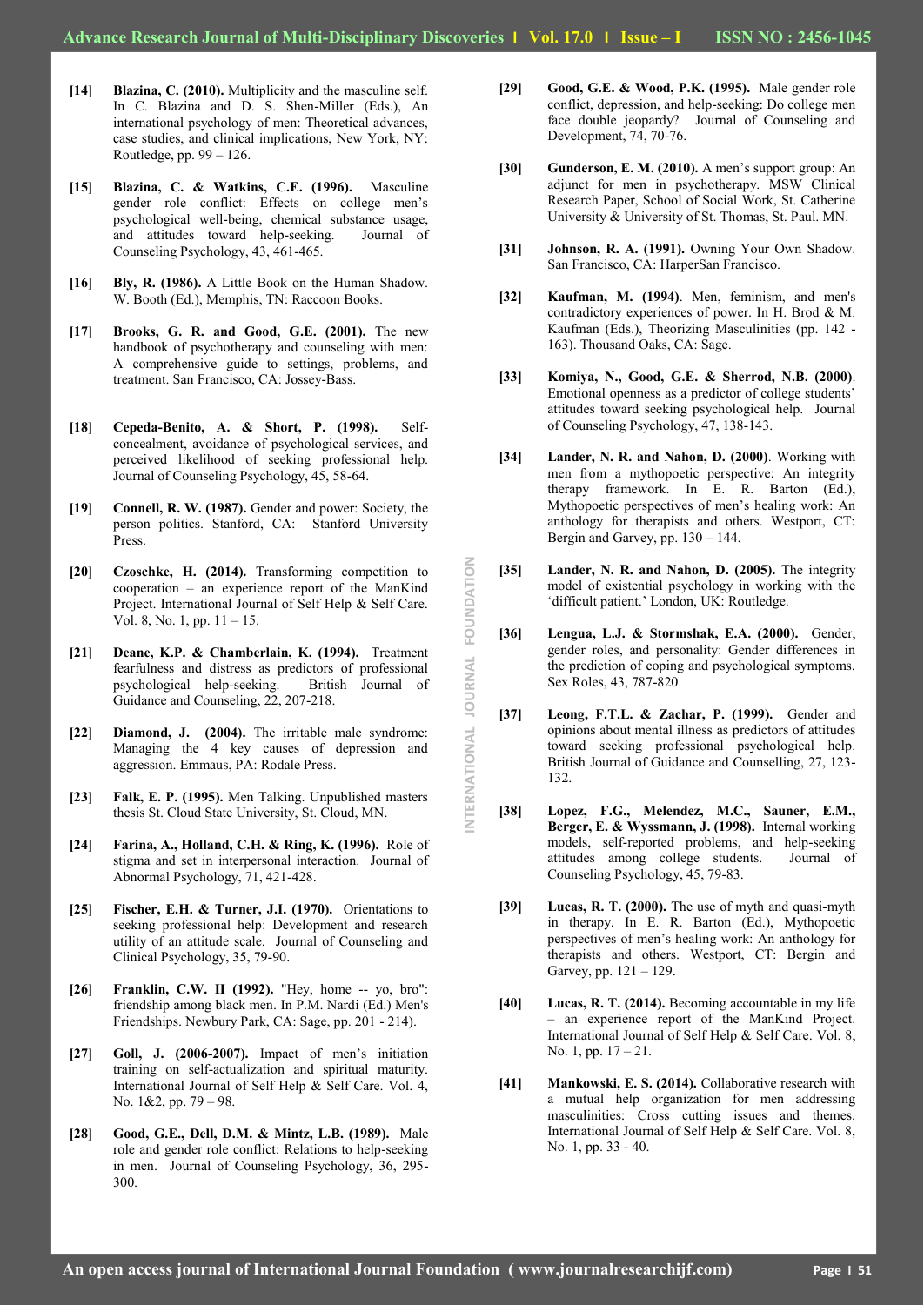**[14]** **Blazina, C. (2010).** Multiplicity and the masculine self. In C. Blazina and D. S. Shen-Miller (Eds.), An international psychology of men: Theoretical advances, case studies, and clinical implications, New York, NY: Routledge, pp. 99 – 126.

**[15]** **Blazina, C. & Watkins, C.E. (1996).** Masculine gender role conflict: Effects on college men's psychological well-being, chemical substance usage, and attitudes toward help-seeking. Journal of Counseling Psychology, 43, 461-465.

**[16]** **Bly, R. (1986).** A Little Book on the Human Shadow. W. Booth (Ed.), Memphis, TN: Raccoon Books.

**[17]** **Brooks, G. R. and Good, G.E. (2001).** The new handbook of psychotherapy and counseling with men: A comprehensive guide to settings, problems, and treatment. San Francisco, CA: Jossey-Bass.

**[18]** **Cepeda-Benito, A. & Short, P. (1998).** Self-concealment, avoidance of psychological services, and perceived likelihood of seeking professional help. Journal of Counseling Psychology, 45, 58-64.

**[19]** **Connell, R. W. (1987).** Gender and power: Society, the person politics. Stanford, CA: Stanford University Press.

**[20]** **Czoschke, H. (2014).** Transforming competition to cooperation – an experience report of the ManKind Project. International Journal of Self Help & Self Care. Vol. 8, No. 1, pp. 11 – 15.

**[21]** **Deane, K.P. & Chamberlain, K. (1994).** Treatment fearfulness and distress as predictors of professional psychological help-seeking. British Journal of Guidance and Counseling, 22, 207-218.

**[22]** **Diamond, J. (2004).** The irritable male syndrome: Managing the 4 key causes of depression and aggression. Emmaus, PA: Rodale Press.

**[23]** **Falk, E. P. (1995).** Men Talking. Unpublished masters thesis St. Cloud State University, St. Cloud, MN.

**[24]** **Farina, A., Holland, C.H. & Ring, K. (1996).** Role of stigma and set in interpersonal interaction. Journal of Abnormal Psychology, 71, 421-428.

**[25]** **Fischer, E.H. & Turner, J.I. (1970).** Orientations to seeking professional help: Development and research utility of an attitude scale. Journal of Counseling and Clinical Psychology, 35, 79-90.

**[26]** **Franklin, C.W. II (1992).** "Hey, home -- yo, bro": friendship among black men. In P.M. Nardi (Ed.) Men's Friendships. Newbury Park, CA: Sage, pp. 201 - 214).

**[27]** **Goll, J. (2006-2007).** Impact of men's initiation training on self-actualization and spiritual maturity. International Journal of Self Help & Self Care. Vol. 4, No. 1&2, pp. 79 – 98.

**[28]** **Good, G.E., Dell, D.M. & Mintz, L.B. (1989).** Male role and gender role conflict: Relations to help-seeking in men. Journal of Counseling Psychology, 36, 295-300.

**[29]** **Good, G.E. & Wood, P.K. (1995).** Male gender role conflict, depression, and help-seeking: Do college men face double jeopardy? Journal of Counseling and Development, 74, 70-76.

**[30]** **Gunderson, E. M. (2010).** A men's support group: An adjunct for men in psychotherapy. MSW Clinical Research Paper, School of Social Work, St. Catherine University & University of St. Thomas, St. Paul. MN.

**[31]** **Johnson, R. A. (1991).** Owning Your Own Shadow. San Francisco, CA: HarperSan Francisco.

**[32]** **Kaufman, M. (1994)**. Men, feminism, and men's contradictory experiences of power. In H. Brod & M. Kaufman (Eds.), Theorizing Masculinities (pp. 142 - 163). Thousand Oaks, CA: Sage.

**[33]** **Komiya, N., Good, G.E. & Sherrod, N.B. (2000)**. Emotional openness as a predictor of college students' attitudes toward seeking psychological help. Journal of Counseling Psychology, 47, 138-143.

**[34]** **Lander, N. R. and Nahon, D. (2000)**. Working with men from a mythopoetic perspective: An integrity therapy framework. In E. R. Barton (Ed.), Mythopoetic perspectives of men's healing work: An anthology for therapists and others. Westport, CT: Bergin and Garvey, pp. 130 – 144.

**[35]** **Lander, N. R. and Nahon, D. (2005).** The integrity model of existential psychology in working with the 'difficult patient.' London, UK: Routledge.

**[36]** **Lengua, L.J. & Stormshak, E.A. (2000).** Gender, gender roles, and personality: Gender differences in the prediction of coping and psychological symptoms. Sex Roles, 43, 787-820.

**[37]** **Leong, F.T.L. & Zachar, P. (1999).** Gender and opinions about mental illness as predictors of attitudes toward seeking professional psychological help. British Journal of Guidance and Counselling, 27, 123-132.

**[38]** **Lopez, F.G., Melendez, M.C., Sauner, E.M., Berger, E. & Wyssmann, J. (1998).** Internal working models, self-reported problems, and help-seeking attitudes among college students. Journal of Counseling Psychology, 45, 79-83.

**[39]** **Lucas, R. T. (2000).** The use of myth and quasi-myth in therapy. In E. R. Barton (Ed.), Mythopoetic perspectives of men's healing work: An anthology for therapists and others. Westport, CT: Bergin and Garvey, pp. 121 – 129.

**[40]** **Lucas, R. T. (2014).** Becoming accountable in my life – an experience report of the ManKind Project. International Journal of Self Help & Self Care. Vol. 8, No. 1, pp. 17 – 21.

**[41]** **Mankowski, E. S. (2014).** Collaborative research with a mutual help organization for men addressing masculinities: Cross cutting issues and themes. International Journal of Self Help & Self Care. Vol. 8, No. 1, pp. 33 - 40.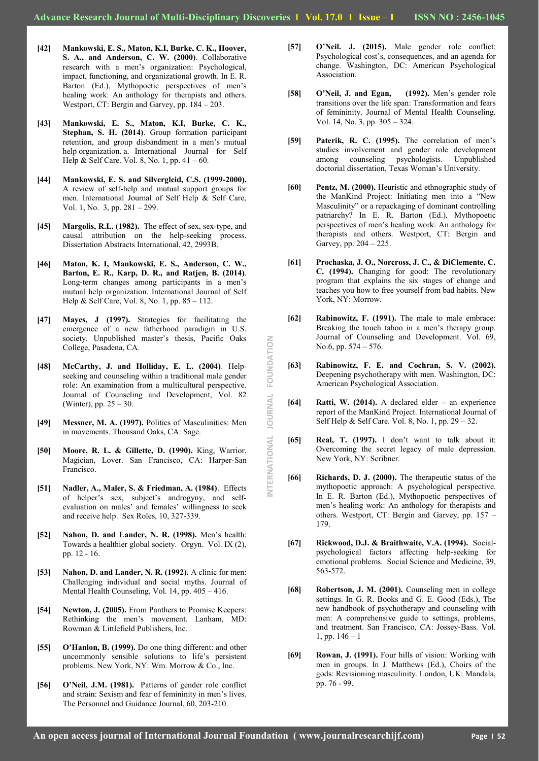**[42]** **Mankowski, E. S., Maton, K.I, Burke, C. K., Hoover, S. A., and Anderson, C. W. (2000)**. Collaborative research with a men's organization: Psychological, impact, functioning, and organizational growth. In E. R. Barton (Ed.), Mythopoetic perspectives of men's healing work: An anthology for therapists and others. Westport, CT: Bergin and Garvey, pp. 184 – 203.

**[43]** **Mankowski, E. S., Maton, K.I, Burke, C. K., Stephan, S. H. (2014)**. Group formation participant retention, and group disbandment in a men's mutual help organization. a. International Journal for Self Help & Self Care. Vol. 8, No. 1, pp. 41 – 60.

**[44]** **Mankowski, E. S. and Silvergleid, C.S. (1999-2000).** A review of self-help and mutual support groups for men. International Journal of Self Help & Self Care, Vol. 1, No. 3, pp. 281 – 299.

**[45]** **Margolis, R.L. (1982).** The effect of sex, sex-type, and causal attribution on the help-seeking process. Dissertation Abstracts International, 42, 2993B.

**[46]** **Maton, K. I, Mankowski, E. S., Anderson, C. W., Barton, E. R., Karp, D. R., and Ratjen, B. (2014)**. Long-term changes among participants in a men's mutual help organization. International Journal of Self Help & Self Care, Vol. 8, No. 1, pp. 85 – 112.

**[47]** **Mayes, J (1997).** Strategies for facilitating the emergence of a new fatherhood paradigm in U.S. society. Unpublished master's thesis, Pacific Oaks College, Pasadena, CA.

**[48]** **McCarthy, J. and Holliday, E. L. (2004)**. Help-seeking and counseling within a traditional male gender role: An examination from a multicultural perspective. Journal of Counseling and Development, Vol. 82 (Winter), pp. 25 – 30.

**[49]** **Messner, M. A. (1997).** Politics of Masculinities: Men in movements. Thousand Oaks, CA: Sage.

**[50]** **Moore, R. L. & Gillette, D. (1990).** King, Warrior, Magician, Lover. San Francisco, CA: Harper-San Francisco.

**[51]** **Nadler, A., Maler, S. & Friedman, A. (1984)**. Effects of helper's sex, subject's androgyny, and self-evaluation on males' and females' willingness to seek and receive help. Sex Roles, 10, 327-339.

**[52]** **Nahon, D. and Lander, N. R. (1998).** Men's health: Towards a healthier global society. Orgyn. Vol. IX (2), pp. 12 - 16.

**[53]** **Nahon, D. and Lander, N. R. (1992).** A clinic for men: Challenging individual and social myths. Journal of Mental Health Counseling, Vol. 14, pp. 405 – 416.

**[54]** **Newton, J. (2005).** From Panthers to Promise Keepers: Rethinking the men's movement. Lanham, MD: Rowman & Littlefield Publishers, Inc.

**[55]** **O'Hanlon, B. (1999).** Do one thing different: and other uncommonly sensible solutions to life's persistent problems. New York, NY: Wm. Morrow & Co., Inc.

**[56]** **O'Neil, J.M. (1981).** Patterns of gender role conflict and strain: Sexism and fear of femininity in men's lives. The Personnel and Guidance Journal, 60, 203-210.

**[57]** **O'Neil. J. (2015).** Male gender role conflict: Psychological cost's, consequences, and an agenda for change. Washington, DC: American Psychological Association.

**[58]** **O'Neil, J. and Egan, (1992).** Men's gender role transitions over the life span: Transformation and fears of femininity. Journal of Mental Health Counseling. Vol. 14, No. 3, pp. 305 – 324.

**[59]** **Paterik, R. C. (1995).** The correlation of men's studies involvement and gender role development among counseling psychologists. Unpublished doctorial dissertation, Texas Woman's University.

**[60]** **Pentz, M. (2000).** Heuristic and ethnographic study of the ManKind Project: Initiating men into a "New Masculinity" or a repackaging of dominant controlling patriarchy? In E. R. Barton (Ed.), Mythopoetic perspectives of men's healing work: An anthology for therapists and others. Westport, CT: Bergin and Garvey, pp. 204 – 225.

**[61]** **Prochaska, J. O., Norcross, J. C., & DiClemente, C. C. (1994).** Changing for good: The revolutionary program that explains the six stages of change and teaches you how to free yourself from bad habits. New York, NY: Morrow.

**[62]** **Rabinowitz, F. (1991).** The male to male embrace: Breaking the touch taboo in a men's therapy group. Journal of Counseling and Development. Vol. 69, No.6, pp. 574 – 576.

**[63]** **Rabinowitz, F. E. and Cochran, S. V. (2002).** Deepening psychotherapy with men. Washington, DC: American Psychological Association.

**[64]** **Ratti, W. (2014).** A declared elder – an experience report of the ManKind Project. International Journal of Self Help & Self Care. Vol. 8, No. 1, pp. 29 – 32.

**[65]** **Real, T. (1997).** I don't want to talk about it: Overcoming the secret legacy of male depression. New York, NY: Scribner.

**[66]** **Richards, D. J. (2000).** The therapeutic status of the mythopoetic approach: A psychological perspective. In E. R. Barton (Ed.), Mythopoetic perspectives of men's healing work: An anthology for therapists and others. Westport, CT: Bergin and Garvey, pp. 157 – 179.

**[67]** **Rickwood, D.J. & Braithwaite, V.A. (1994).** Social-psychological factors affecting help-seeking for emotional problems. Social Science and Medicine, 39, 563-572.

**[68]** **Robertson, J. M. (2001).** Counseling men in college settings. In G. R. Books and G. E. Good (Eds.), The new handbook of psychotherapy and counseling with men: A comprehensive guide to settings, problems, and treatment. San Francisco, CA: Jossey-Bass. Vol. 1, pp. 146 – 1

**[69]** **Rowan, J. (1991).** Four hills of vision: Working with men in groups. In J. Matthews (Ed.), Choirs of the gods: Revisioning masculinity. London, UK: Mandala, pp. 76 - 99.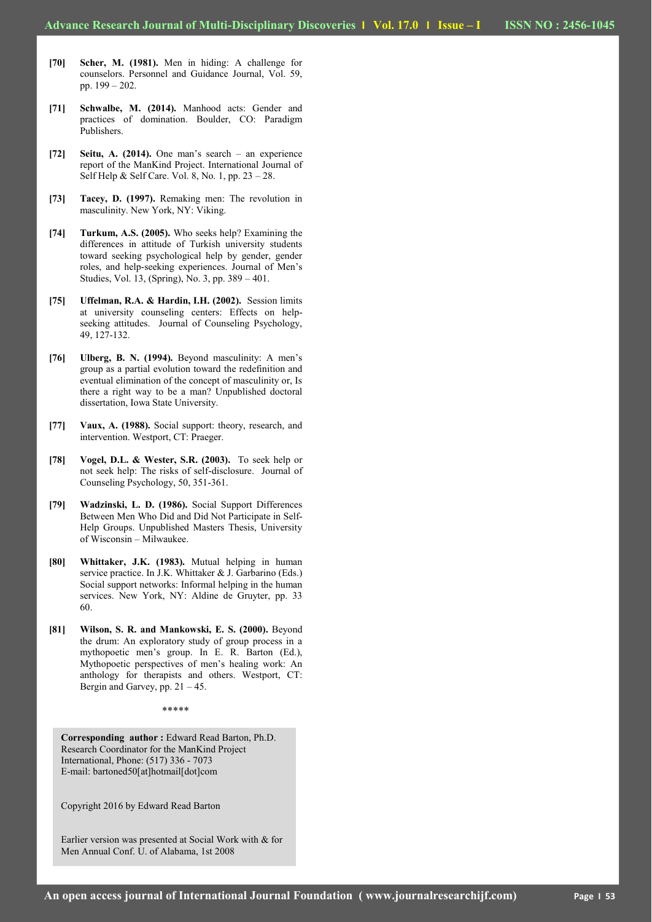**[70]** **Scher, M. (1981).** Men in hiding: A challenge for counselors. Personnel and Guidance Journal, Vol. 59, pp. 199 – 202.

**[71]** **Schwalbe, M. (2014).** Manhood acts: Gender and practices of domination. Boulder, CO: Paradigm Publishers.

**[72]** **Seitu, A. (2014).** One man's search – an experience report of the ManKind Project. International Journal of Self Help & Self Care. Vol. 8, No. 1, pp. 23 – 28.

**[73]** **Tacey, D. (1997).** Remaking men: The revolution in masculinity. New York, NY: Viking.

**[74]** **Turkum, A.S. (2005).** Who seeks help? Examining the differences in attitude of Turkish university students toward seeking psychological help by gender, gender roles, and help-seeking experiences. Journal of Men's Studies, Vol. 13, (Spring), No. 3, pp. 389 – 401.

**[75]** **Uffelman, R.A. & Hardin, I.H. (2002).** Session limits at university counseling centers: Effects on help-seeking attitudes. Journal of Counseling Psychology, 49, 127-132.

**[76]** **Ulberg, B. N. (1994).** Beyond masculinity: A men's group as a partial evolution toward the redefinition and eventual elimination of the concept of masculinity or, Is there a right way to be a man? Unpublished doctoral dissertation, Iowa State University.

**[77]** **Vaux, A. (1988).** Social support: theory, research, and intervention. Westport, CT: Praeger.

**[78]** **Vogel, D.L. & Wester, S.R. (2003).** To seek help or not seek help: The risks of self-disclosure. Journal of Counseling Psychology, 50, 351-361.

**[79]** **Wadzinski, L. D. (1986).** Social Support Differences Between Men Who Did and Did Not Participate in Self-Help Groups. Unpublished Masters Thesis, University of Wisconsin – Milwaukee.

**[80]** **Whittaker, J.K. (1983).** Mutual helping in human service practice. In J.K. Whittaker & J. Garbarino (Eds.) Social support networks: Informal helping in the human services. New York, NY: Aldine de Gruyter, pp. 33 60.

**[81]** **Wilson, S. R. and Mankowski, E. S. (2000).** Beyond the drum: An exploratory study of group process in a mythopoetic men's group. In E. R. Barton (Ed.), Mythopoetic perspectives of men's healing work: An anthology for therapists and others. Westport, CT: Bergin and Garvey, pp. 21 – 45.

*****

**Corresponding author :** Edward Read Barton, Ph.D.
Research Coordinator for the ManKind Project International, Phone: (517) 336 - 7073
E-mail: bartoned50[at]hotmail[dot]com

Copyright 2016 by Edward Read Barton

Earlier version was presented at Social Work with & for Men Annual Conf. U. of Alabama, 1st 2008